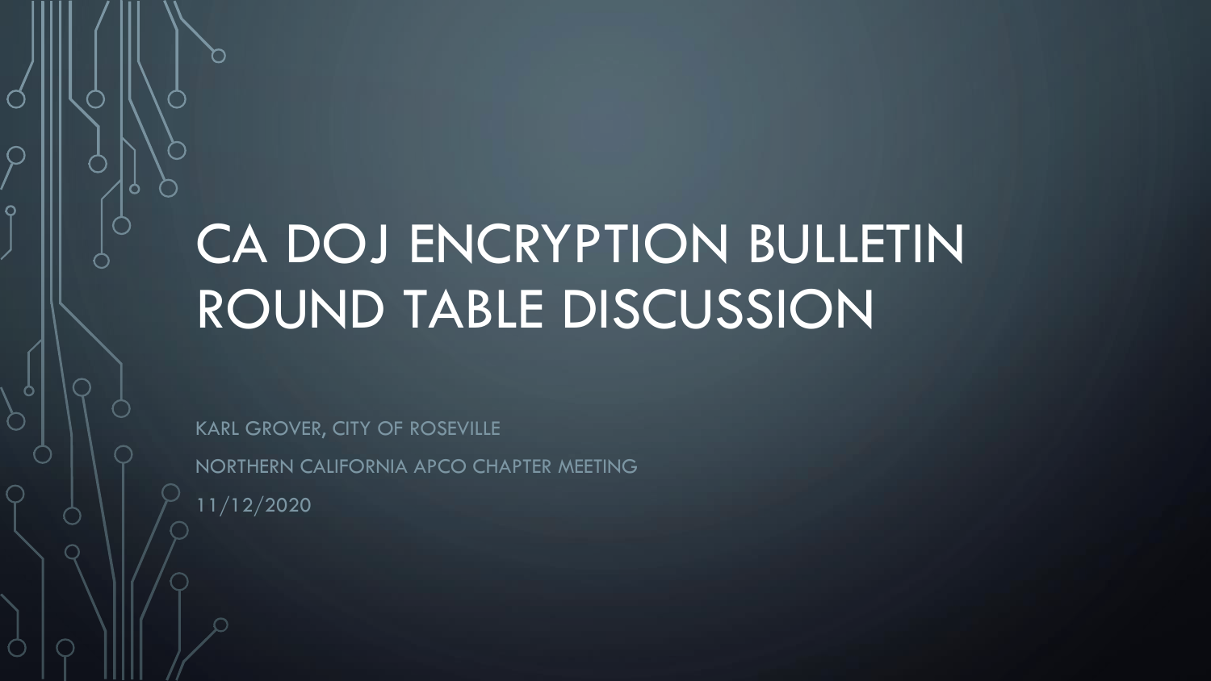# CA DOJ ENCRYPTION BULLETIN ROUND TABLE DISCUSSION

KARL GROVER, CITY OF ROSEVILLE

NORTHERN CALIFORNIA APCO CHAPTER MEETING

11/12/2020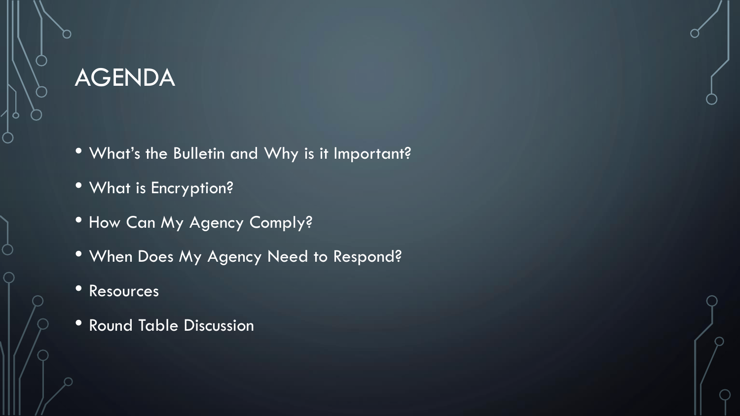# AGENDA

- What's the Bulletin and Why is it Important?
- What is Encryption?
- How Can My Agency Comply?
- When Does My Agency Need to Respond?
- Resources
- Round Table Discussion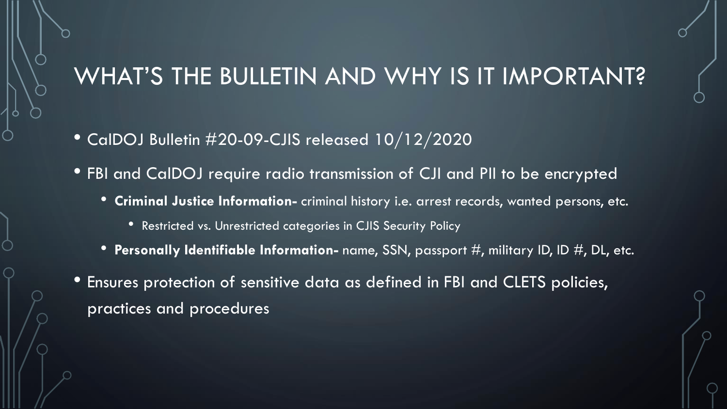# WHAT'S THE BULLETIN AND WHY IS IT IMPORTANT?

- CalDOJ Bulletin #20-09-CJIS released 10/12/2020
- FBI and CalDOJ require radio transmission of CJI and PII to be encrypted
  - **Criminal Justice Information-** criminal history i.e. arrest records, wanted persons, etc.
    - Restricted vs. Unrestricted categories in CJIS Security Policy
  - **Personally Identifiable Information-** name, SSN, passport #, military ID, ID #, DL, etc.
- Ensures protection of sensitive data as defined in FBI and CLETS policies, practices and procedures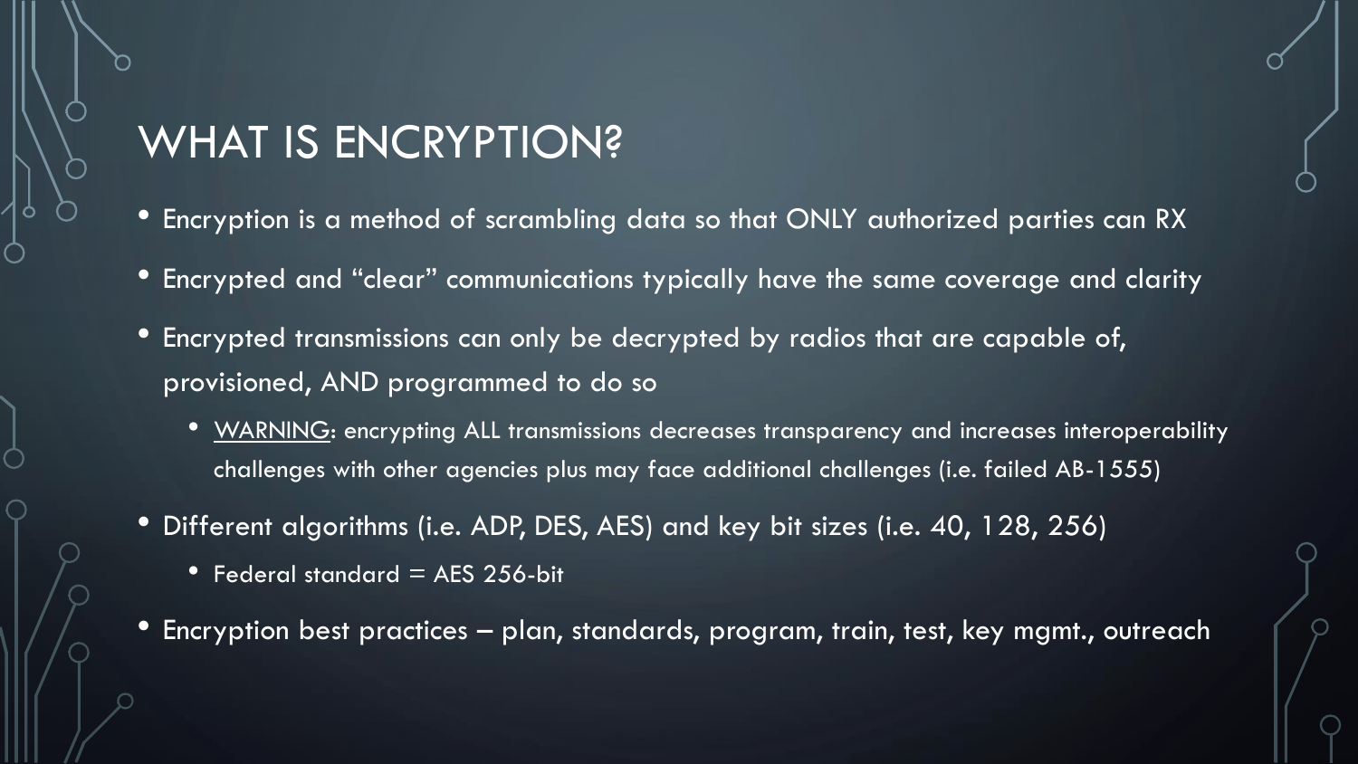# WHAT IS ENCRYPTION?

- Encryption is a method of scrambling data so that ONLY authorized parties can RX
- Encrypted and "clear" communications typically have the same coverage and clarity
- Encrypted transmissions can only be decrypted by radios that are capable of, provisioned, AND programmed to do so
  - WARNING: encrypting ALL transmissions decreases transparency and increases interoperability challenges with other agencies plus may face additional challenges (i.e. failed AB-1555)
- Different algorithms (i.e. ADP, DES, AES) and key bit sizes (i.e. 40, 128, 256)
  - Federal standard = AES 256-bit
- Encryption best practices – plan, standards, program, train, test, key mgmt., outreach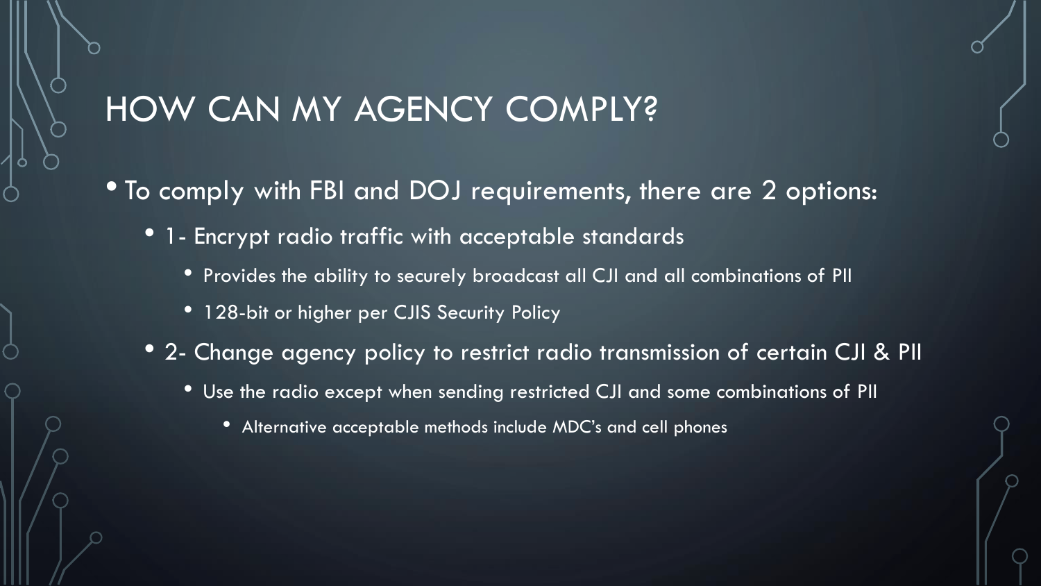# HOW CAN MY AGENCY COMPLY?

- To comply with FBI and DOJ requirements, there are 2 options:
  - 1- Encrypt radio traffic with acceptable standards
    - Provides the ability to securely broadcast all CJI and all combinations of PII
    - 128-bit or higher per CJIS Security Policy
  - 2- Change agency policy to restrict radio transmission of certain CJI & PII
    - Use the radio except when sending restricted CJI and some combinations of PII
      - Alternative acceptable methods include MDC's and cell phones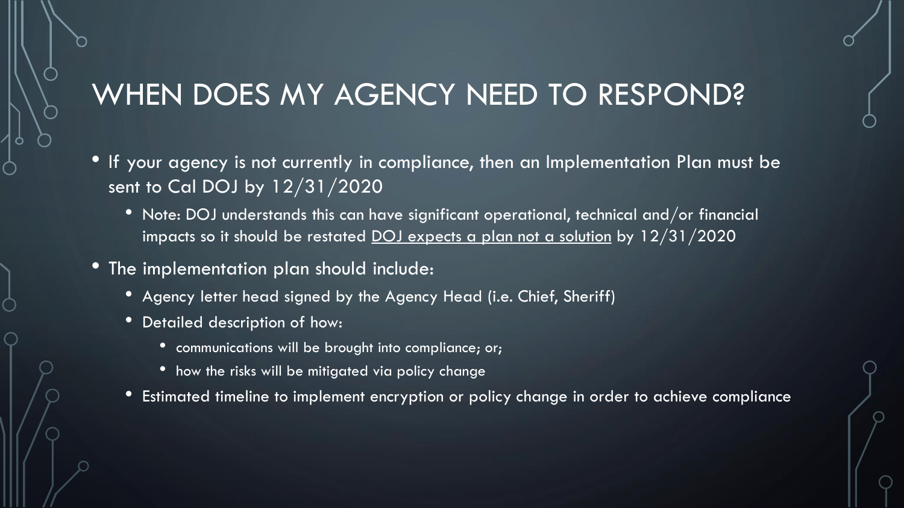# WHEN DOES MY AGENCY NEED TO RESPOND?

- If your agency is not currently in compliance, then an Implementation Plan must be sent to Cal DOJ by 12/31/2020
  - Note: DOJ understands this can have significant operational, technical and/or financial impacts so it should be restated <u>DOJ expects a plan not a solution</u> by 12/31/2020
- The implementation plan should include:
  - Agency letter head signed by the Agency Head (i.e. Chief, Sheriff)
  - Detailed description of how:
    - communications will be brought into compliance; or;
    - how the risks will be mitigated via policy change
  - Estimated timeline to implement encryption or policy change in order to achieve compliance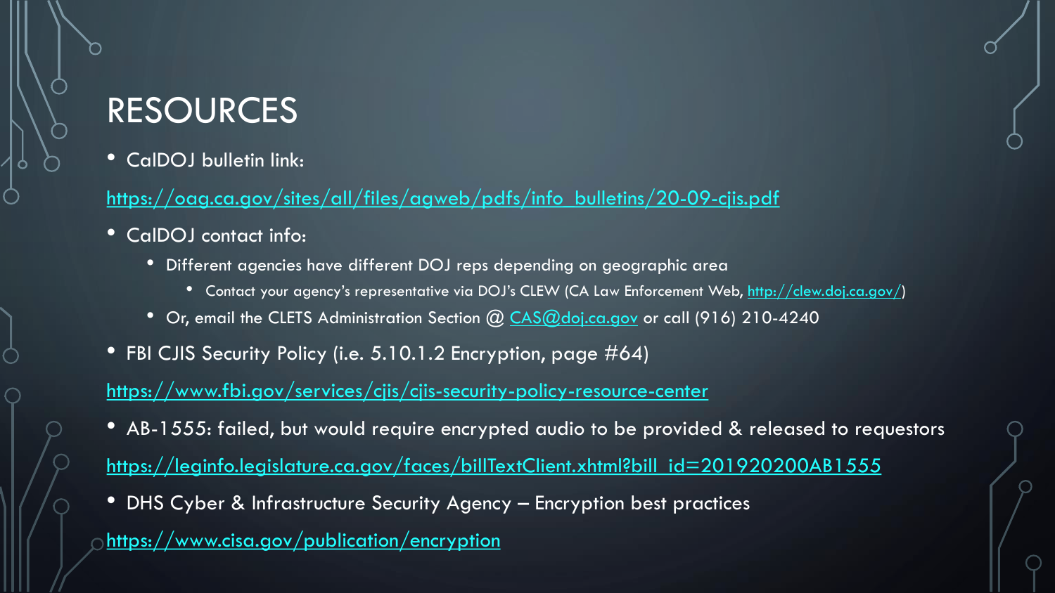# RESOURCES

- CalDOJ bulletin link:

https://oag.ca.gov/sites/all/files/agweb/pdfs/info_bulletins/20-09-cjis.pdf

- CalDOJ contact info:
  - Different agencies have different DOJ reps depending on geographic area
    - Contact your agency's representative via DOJ's CLEW (CA Law Enforcement Web, http://clew.doj.ca.gov/)
  - Or, email the CLETS Administration Section @ CAS@doj.ca.gov or call (916) 210-4240
- FBI CJIS Security Policy (i.e. 5.10.1.2 Encryption, page #64)

https://www.fbi.gov/services/cjis/cjis-security-policy-resource-center

- AB-1555: failed, but would require encrypted audio to be provided & released to requestors

https://leginfo.legislature.ca.gov/faces/billTextClient.xhtml?bill_id=201920200AB1555

- DHS Cyber & Infrastructure Security Agency – Encryption best practices

https://www.cisa.gov/publication/encryption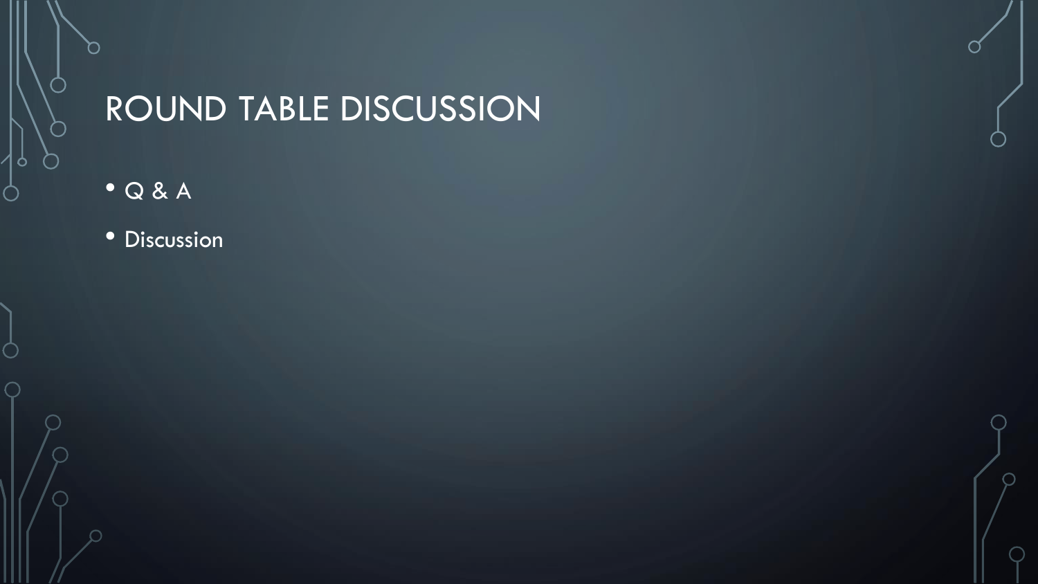# ROUND TABLE DISCUSSION

- Q & A
- Discussion